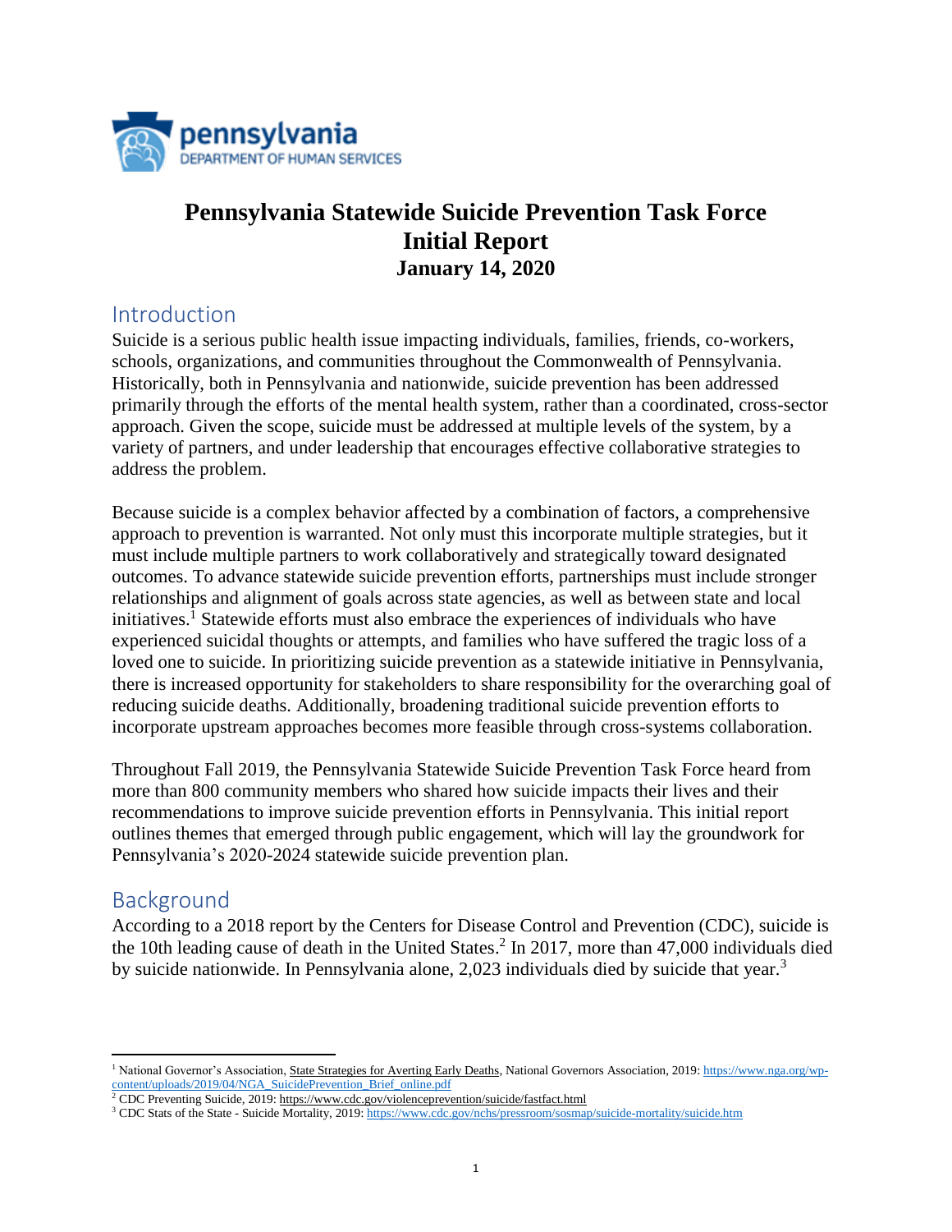pennsylvania
DEPARTMENT OF HUMAN SERVICES

# Pennsylvania Statewide Suicide Prevention Task Force Initial Report

**January 14, 2020**

## Introduction

Suicide is a serious public health issue impacting individuals, families, friends, co-workers, schools, organizations, and communities throughout the Commonwealth of Pennsylvania. Historically, both in Pennsylvania and nationwide, suicide prevention has been addressed primarily through the efforts of the mental health system, rather than a coordinated, cross-sector approach. Given the scope, suicide must be addressed at multiple levels of the system, by a variety of partners, and under leadership that encourages effective collaborative strategies to address the problem.

Because suicide is a complex behavior affected by a combination of factors, a comprehensive approach to prevention is warranted. Not only must this incorporate multiple strategies, but it must include multiple partners to work collaboratively and strategically toward designated outcomes. To advance statewide suicide prevention efforts, partnerships must include stronger relationships and alignment of goals across state agencies, as well as between state and local initiatives.[1] Statewide efforts must also embrace the experiences of individuals who have experienced suicidal thoughts or attempts, and families who have suffered the tragic loss of a loved one to suicide. In prioritizing suicide prevention as a statewide initiative in Pennsylvania, there is increased opportunity for stakeholders to share responsibility for the overarching goal of reducing suicide deaths. Additionally, broadening traditional suicide prevention efforts to incorporate upstream approaches becomes more feasible through cross-systems collaboration.

Throughout Fall 2019, the Pennsylvania Statewide Suicide Prevention Task Force heard from more than 800 community members who shared how suicide impacts their lives and their recommendations to improve suicide prevention efforts in Pennsylvania. This initial report outlines themes that emerged through public engagement, which will lay the groundwork for Pennsylvania's 2020-2024 statewide suicide prevention plan.

## Background

According to a 2018 report by the Centers for Disease Control and Prevention (CDC), suicide is the 10th leading cause of death in the United States.[2] In 2017, more than 47,000 individuals died by suicide nationwide. In Pennsylvania alone, 2,023 individuals died by suicide that year.[3]

---

[1] National Governor's Association, State Strategies for Averting Early Deaths, National Governors Association, 2019: https://www.nga.org/wp-content/uploads/2019/04/NGA_SuicidePrevention_Brief_online.pdf

[2] CDC Preventing Suicide, 2019: https://www.cdc.gov/violenceprevention/suicide/fastfact.html

[3] CDC Stats of the State - Suicide Mortality, 2019: https://www.cdc.gov/nchs/pressroom/sosmap/suicide-mortality/suicide.htm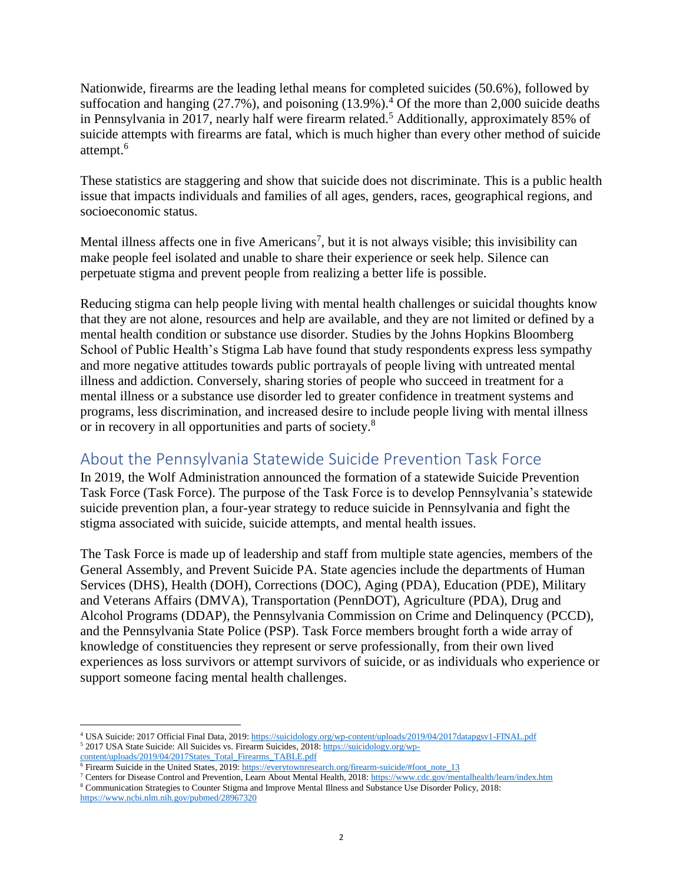Nationwide, firearms are the leading lethal means for completed suicides (50.6%), followed by suffocation and hanging (27.7%), and poisoning (13.9%).[4] Of the more than 2,000 suicide deaths in Pennsylvania in 2017, nearly half were firearm related.[5] Additionally, approximately 85% of suicide attempts with firearms are fatal, which is much higher than every other method of suicide attempt.[6]

These statistics are staggering and show that suicide does not discriminate. This is a public health issue that impacts individuals and families of all ages, genders, races, geographical regions, and socioeconomic status.

Mental illness affects one in five Americans[7], but it is not always visible; this invisibility can make people feel isolated and unable to share their experience or seek help. Silence can perpetuate stigma and prevent people from realizing a better life is possible.

Reducing stigma can help people living with mental health challenges or suicidal thoughts know that they are not alone, resources and help are available, and they are not limited or defined by a mental health condition or substance use disorder. Studies by the Johns Hopkins Bloomberg School of Public Health's Stigma Lab have found that study respondents express less sympathy and more negative attitudes towards public portrayals of people living with untreated mental illness and addiction. Conversely, sharing stories of people who succeed in treatment for a mental illness or a substance use disorder led to greater confidence in treatment systems and programs, less discrimination, and increased desire to include people living with mental illness or in recovery in all opportunities and parts of society.[8]

## About the Pennsylvania Statewide Suicide Prevention Task Force

In 2019, the Wolf Administration announced the formation of a statewide Suicide Prevention Task Force (Task Force). The purpose of the Task Force is to develop Pennsylvania's statewide suicide prevention plan, a four-year strategy to reduce suicide in Pennsylvania and fight the stigma associated with suicide, suicide attempts, and mental health issues.

The Task Force is made up of leadership and staff from multiple state agencies, members of the General Assembly, and Prevent Suicide PA. State agencies include the departments of Human Services (DHS), Health (DOH), Corrections (DOC), Aging (PDA), Education (PDE), Military and Veterans Affairs (DMVA), Transportation (PennDOT), Agriculture (PDA), Drug and Alcohol Programs (DDAP), the Pennsylvania Commission on Crime and Delinquency (PCCD), and the Pennsylvania State Police (PSP). Task Force members brought forth a wide array of knowledge of constituencies they represent or serve professionally, from their own lived experiences as loss survivors or attempt survivors of suicide, or as individuals who experience or support someone facing mental health challenges.

---

[4] USA Suicide: 2017 Official Final Data, 2019: https://suicidology.org/wp-content/uploads/2019/04/2017datapgsv1-FINAL.pdf

[5] 2017 USA State Suicide: All Suicides vs. Firearm Suicides, 2018: https://suicidology.org/wp-content/uploads/2019/04/2017States_Total_Firearms_TABLE.pdf

[6] Firearm Suicide in the United States, 2019: https://everytownresearch.org/firearm-suicide/#foot_note_13

[7] Centers for Disease Control and Prevention, Learn About Mental Health, 2018: https://www.cdc.gov/mentalhealth/learn/index.htm

[8] Communication Strategies to Counter Stigma and Improve Mental Illness and Substance Use Disorder Policy, 2018: https://www.ncbi.nlm.nih.gov/pubmed/28967320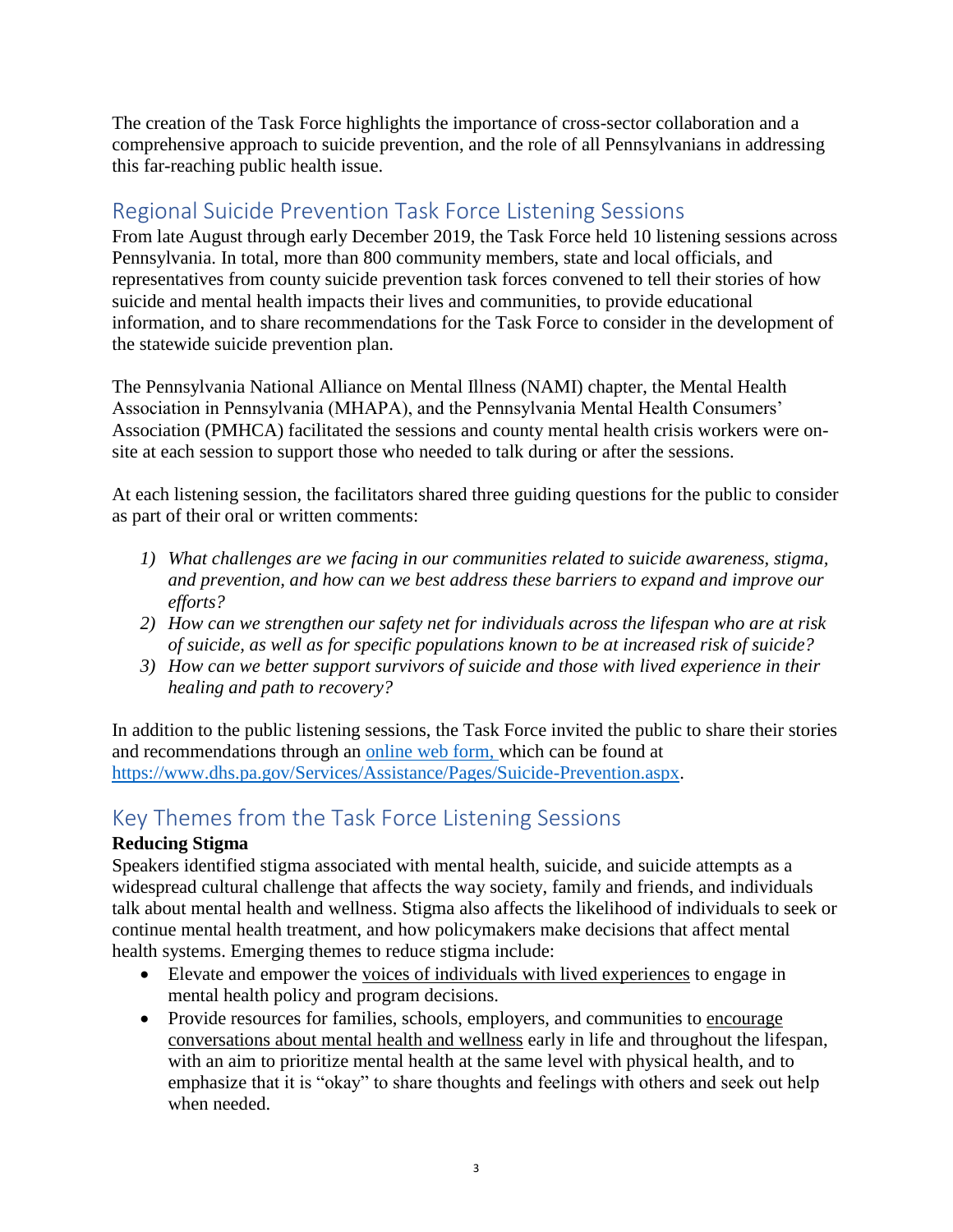The creation of the Task Force highlights the importance of cross-sector collaboration and a comprehensive approach to suicide prevention, and the role of all Pennsylvanians in addressing this far-reaching public health issue.

## Regional Suicide Prevention Task Force Listening Sessions

From late August through early December 2019, the Task Force held 10 listening sessions across Pennsylvania. In total, more than 800 community members, state and local officials, and representatives from county suicide prevention task forces convened to tell their stories of how suicide and mental health impacts their lives and communities, to provide educational information, and to share recommendations for the Task Force to consider in the development of the statewide suicide prevention plan.

The Pennsylvania National Alliance on Mental Illness (NAMI) chapter, the Mental Health Association in Pennsylvania (MHAPA), and the Pennsylvania Mental Health Consumers' Association (PMHCA) facilitated the sessions and county mental health crisis workers were on-site at each session to support those who needed to talk during or after the sessions.

At each listening session, the facilitators shared three guiding questions for the public to consider as part of their oral or written comments:

1) *What challenges are we facing in our communities related to suicide awareness, stigma, and prevention, and how can we best address these barriers to expand and improve our efforts?*
2) *How can we strengthen our safety net for individuals across the lifespan who are at risk of suicide, as well as for specific populations known to be at increased risk of suicide?*
3) *How can we better support survivors of suicide and those with lived experience in their healing and path to recovery?*

In addition to the public listening sessions, the Task Force invited the public to share their stories and recommendations through an [online web form,](https://www.dhs.pa.gov/Services/Assistance/Pages/Suicide-Prevention.aspx) which can be found at https://www.dhs.pa.gov/Services/Assistance/Pages/Suicide-Prevention.aspx.

## Key Themes from the Task Force Listening Sessions

**Reducing Stigma**

Speakers identified stigma associated with mental health, suicide, and suicide attempts as a widespread cultural challenge that affects the way society, family and friends, and individuals talk about mental health and wellness. Stigma also affects the likelihood of individuals to seek or continue mental health treatment, and how policymakers make decisions that affect mental health systems. Emerging themes to reduce stigma include:

- Elevate and empower the voices of individuals with lived experiences to engage in mental health policy and program decisions.
- Provide resources for families, schools, employers, and communities to encourage conversations about mental health and wellness early in life and throughout the lifespan, with an aim to prioritize mental health at the same level with physical health, and to emphasize that it is "okay" to share thoughts and feelings with others and seek out help when needed.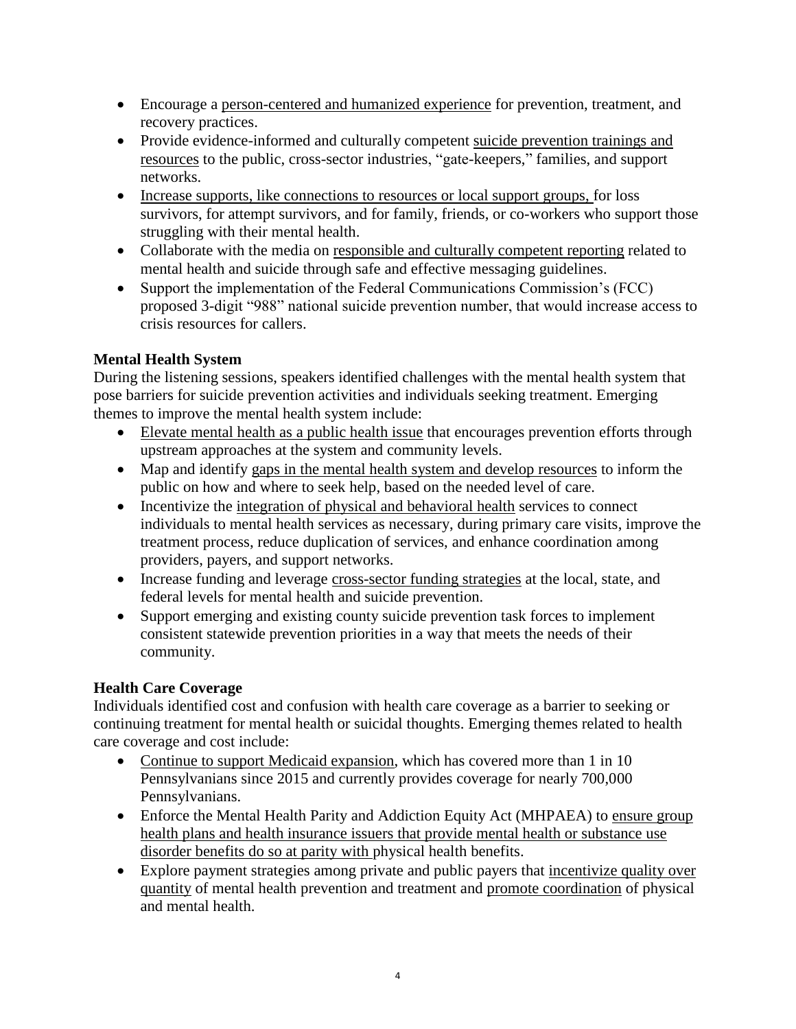- Encourage a person-centered and humanized experience for prevention, treatment, and recovery practices.
- Provide evidence-informed and culturally competent suicide prevention trainings and resources to the public, cross-sector industries, "gate-keepers," families, and support networks.
- Increase supports, like connections to resources or local support groups, for loss survivors, for attempt survivors, and for family, friends, or co-workers who support those struggling with their mental health.
- Collaborate with the media on responsible and culturally competent reporting related to mental health and suicide through safe and effective messaging guidelines.
- Support the implementation of the Federal Communications Commission's (FCC) proposed 3-digit "988" national suicide prevention number, that would increase access to crisis resources for callers.

**Mental Health System**

During the listening sessions, speakers identified challenges with the mental health system that pose barriers for suicide prevention activities and individuals seeking treatment. Emerging themes to improve the mental health system include:

- Elevate mental health as a public health issue that encourages prevention efforts through upstream approaches at the system and community levels.
- Map and identify gaps in the mental health system and develop resources to inform the public on how and where to seek help, based on the needed level of care.
- Incentivize the integration of physical and behavioral health services to connect individuals to mental health services as necessary, during primary care visits, improve the treatment process, reduce duplication of services, and enhance coordination among providers, payers, and support networks.
- Increase funding and leverage cross-sector funding strategies at the local, state, and federal levels for mental health and suicide prevention.
- Support emerging and existing county suicide prevention task forces to implement consistent statewide prevention priorities in a way that meets the needs of their community.

**Health Care Coverage**

Individuals identified cost and confusion with health care coverage as a barrier to seeking or continuing treatment for mental health or suicidal thoughts. Emerging themes related to health care coverage and cost include:

- Continue to support Medicaid expansion, which has covered more than 1 in 10 Pennsylvanians since 2015 and currently provides coverage for nearly 700,000 Pennsylvanians.
- Enforce the Mental Health Parity and Addiction Equity Act (MHPAEA) to ensure group health plans and health insurance issuers that provide mental health or substance use disorder benefits do so at parity with physical health benefits.
- Explore payment strategies among private and public payers that incentivize quality over quantity of mental health prevention and treatment and promote coordination of physical and mental health.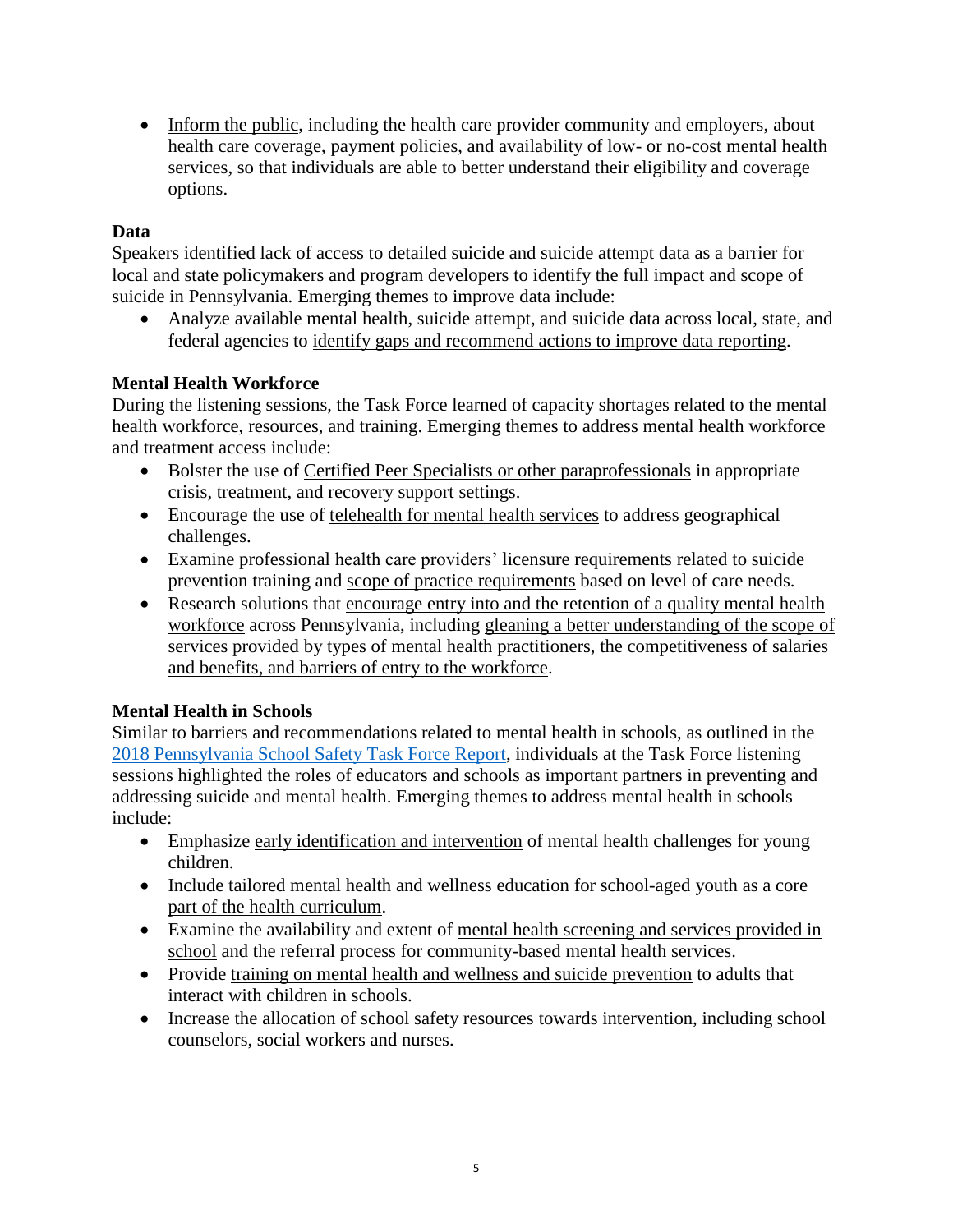- Inform the public, including the health care provider community and employers, about health care coverage, payment policies, and availability of low- or no-cost mental health services, so that individuals are able to better understand their eligibility and coverage options.

### Data

Speakers identified lack of access to detailed suicide and suicide attempt data as a barrier for local and state policymakers and program developers to identify the full impact and scope of suicide in Pennsylvania. Emerging themes to improve data include:

- Analyze available mental health, suicide attempt, and suicide data across local, state, and federal agencies to identify gaps and recommend actions to improve data reporting.

### Mental Health Workforce

During the listening sessions, the Task Force learned of capacity shortages related to the mental health workforce, resources, and training. Emerging themes to address mental health workforce and treatment access include:

- Bolster the use of Certified Peer Specialists or other paraprofessionals in appropriate crisis, treatment, and recovery support settings.
- Encourage the use of telehealth for mental health services to address geographical challenges.
- Examine professional health care providers' licensure requirements related to suicide prevention training and scope of practice requirements based on level of care needs.
- Research solutions that encourage entry into and the retention of a quality mental health workforce across Pennsylvania, including gleaning a better understanding of the scope of services provided by types of mental health practitioners, the competitiveness of salaries and benefits, and barriers of entry to the workforce.

### Mental Health in Schools

Similar to barriers and recommendations related to mental health in schools, as outlined in the [2018 Pennsylvania School Safety Task Force Report](), individuals at the Task Force listening sessions highlighted the roles of educators and schools as important partners in preventing and addressing suicide and mental health. Emerging themes to address mental health in schools include:

- Emphasize early identification and intervention of mental health challenges for young children.
- Include tailored mental health and wellness education for school-aged youth as a core part of the health curriculum.
- Examine the availability and extent of mental health screening and services provided in school and the referral process for community-based mental health services.
- Provide training on mental health and wellness and suicide prevention to adults that interact with children in schools.
- Increase the allocation of school safety resources towards intervention, including school counselors, social workers and nurses.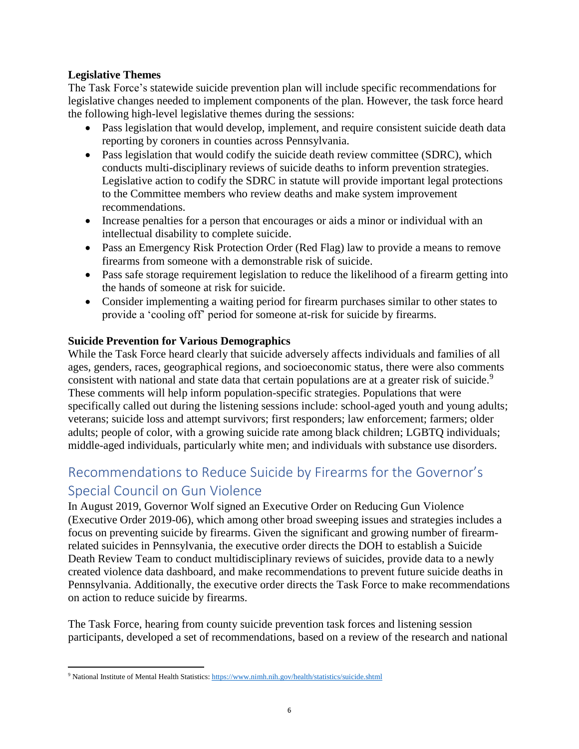### Legislative Themes

The Task Force's statewide suicide prevention plan will include specific recommendations for legislative changes needed to implement components of the plan. However, the task force heard the following high-level legislative themes during the sessions:

- Pass legislation that would develop, implement, and require consistent suicide death data reporting by coroners in counties across Pennsylvania.
- Pass legislation that would codify the suicide death review committee (SDRC), which conducts multi-disciplinary reviews of suicide deaths to inform prevention strategies. Legislative action to codify the SDRC in statute will provide important legal protections to the Committee members who review deaths and make system improvement recommendations.
- Increase penalties for a person that encourages or aids a minor or individual with an intellectual disability to complete suicide.
- Pass an Emergency Risk Protection Order (Red Flag) law to provide a means to remove firearms from someone with a demonstrable risk of suicide.
- Pass safe storage requirement legislation to reduce the likelihood of a firearm getting into the hands of someone at risk for suicide.
- Consider implementing a waiting period for firearm purchases similar to other states to provide a 'cooling off' period for someone at-risk for suicide by firearms.

### Suicide Prevention for Various Demographics

While the Task Force heard clearly that suicide adversely affects individuals and families of all ages, genders, races, geographical regions, and socioeconomic status, there were also comments consistent with national and state data that certain populations are at a greater risk of suicide.[9] These comments will help inform population-specific strategies. Populations that were specifically called out during the listening sessions include: school-aged youth and young adults; veterans; suicide loss and attempt survivors; first responders; law enforcement; farmers; older adults; people of color, with a growing suicide rate among black children; LGBTQ individuals; middle-aged individuals, particularly white men; and individuals with substance use disorders.

## Recommendations to Reduce Suicide by Firearms for the Governor's Special Council on Gun Violence

In August 2019, Governor Wolf signed an Executive Order on Reducing Gun Violence (Executive Order 2019-06), which among other broad sweeping issues and strategies includes a focus on preventing suicide by firearms. Given the significant and growing number of firearm-related suicides in Pennsylvania, the executive order directs the DOH to establish a Suicide Death Review Team to conduct multidisciplinary reviews of suicides, provide data to a newly created violence data dashboard, and make recommendations to prevent future suicide deaths in Pennsylvania. Additionally, the executive order directs the Task Force to make recommendations on action to reduce suicide by firearms.

The Task Force, hearing from county suicide prevention task forces and listening session participants, developed a set of recommendations, based on a review of the research and national

---

[9] National Institute of Mental Health Statistics: https://www.nimh.nih.gov/health/statistics/suicide.shtml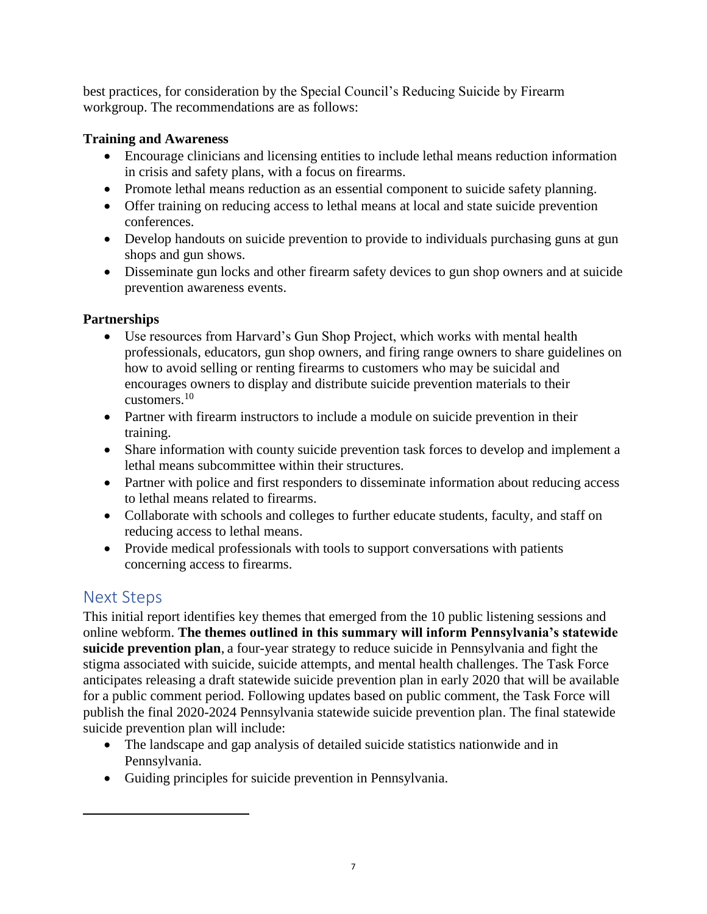best practices, for consideration by the Special Council's Reducing Suicide by Firearm workgroup. The recommendations are as follows:

**Training and Awareness**

- Encourage clinicians and licensing entities to include lethal means reduction information in crisis and safety plans, with a focus on firearms.
- Promote lethal means reduction as an essential component to suicide safety planning.
- Offer training on reducing access to lethal means at local and state suicide prevention conferences.
- Develop handouts on suicide prevention to provide to individuals purchasing guns at gun shops and gun shows.
- Disseminate gun locks and other firearm safety devices to gun shop owners and at suicide prevention awareness events.

**Partnerships**

- Use resources from Harvard's Gun Shop Project, which works with mental health professionals, educators, gun shop owners, and firing range owners to share guidelines on how to avoid selling or renting firearms to customers who may be suicidal and encourages owners to display and distribute suicide prevention materials to their customers.[10]
- Partner with firearm instructors to include a module on suicide prevention in their training.
- Share information with county suicide prevention task forces to develop and implement a lethal means subcommittee within their structures.
- Partner with police and first responders to disseminate information about reducing access to lethal means related to firearms.
- Collaborate with schools and colleges to further educate students, faculty, and staff on reducing access to lethal means.
- Provide medical professionals with tools to support conversations with patients concerning access to firearms.

## Next Steps

This initial report identifies key themes that emerged from the 10 public listening sessions and online webform. **The themes outlined in this summary will inform Pennsylvania's statewide suicide prevention plan**, a four-year strategy to reduce suicide in Pennsylvania and fight the stigma associated with suicide, suicide attempts, and mental health challenges. The Task Force anticipates releasing a draft statewide suicide prevention plan in early 2020 that will be available for a public comment period. Following updates based on public comment, the Task Force will publish the final 2020-2024 Pennsylvania statewide suicide prevention plan. The final statewide suicide prevention plan will include:

- The landscape and gap analysis of detailed suicide statistics nationwide and in Pennsylvania.
- Guiding principles for suicide prevention in Pennsylvania.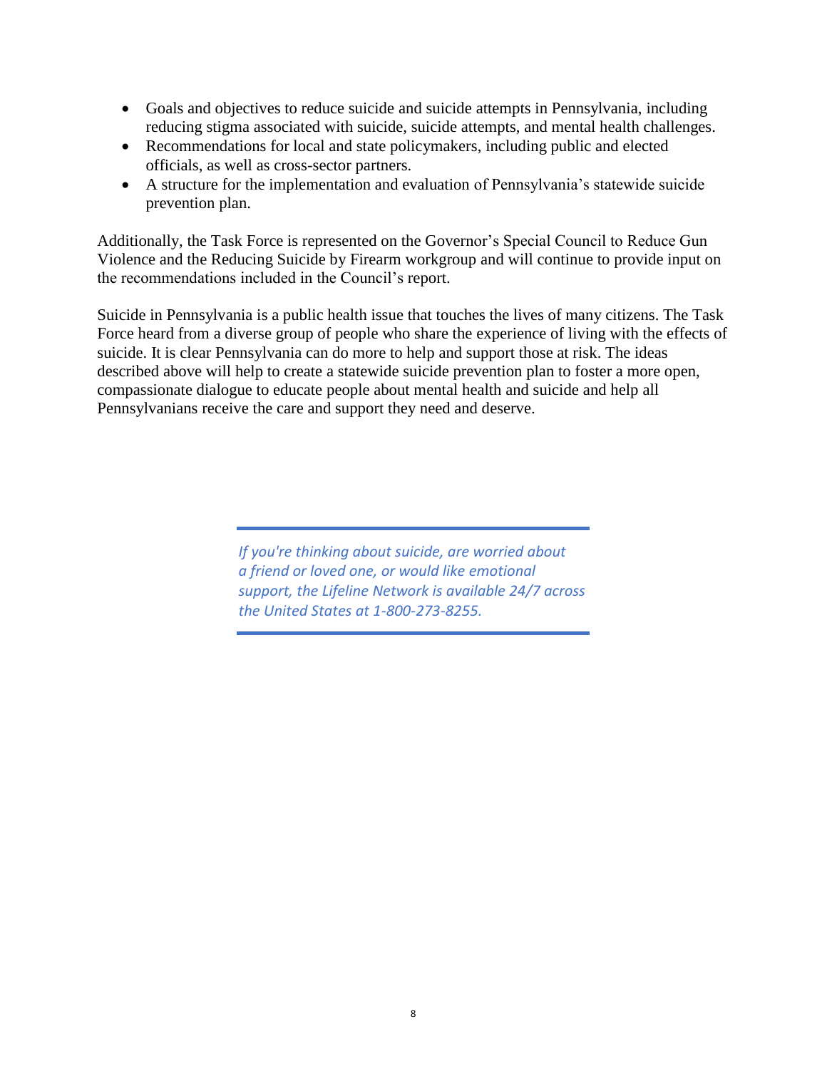- Goals and objectives to reduce suicide and suicide attempts in Pennsylvania, including reducing stigma associated with suicide, suicide attempts, and mental health challenges.
- Recommendations for local and state policymakers, including public and elected officials, as well as cross-sector partners.
- A structure for the implementation and evaluation of Pennsylvania's statewide suicide prevention plan.

Additionally, the Task Force is represented on the Governor's Special Council to Reduce Gun Violence and the Reducing Suicide by Firearm workgroup and will continue to provide input on the recommendations included in the Council's report.

Suicide in Pennsylvania is a public health issue that touches the lives of many citizens. The Task Force heard from a diverse group of people who share the experience of living with the effects of suicide. It is clear Pennsylvania can do more to help and support those at risk. The ideas described above will help to create a statewide suicide prevention plan to foster a more open, compassionate dialogue to educate people about mental health and suicide and help all Pennsylvanians receive the care and support they need and deserve.

---

*If you're thinking about suicide, are worried about a friend or loved one, or would like emotional support, the Lifeline Network is available 24/7 across the United States at 1-800-273-8255.*

---